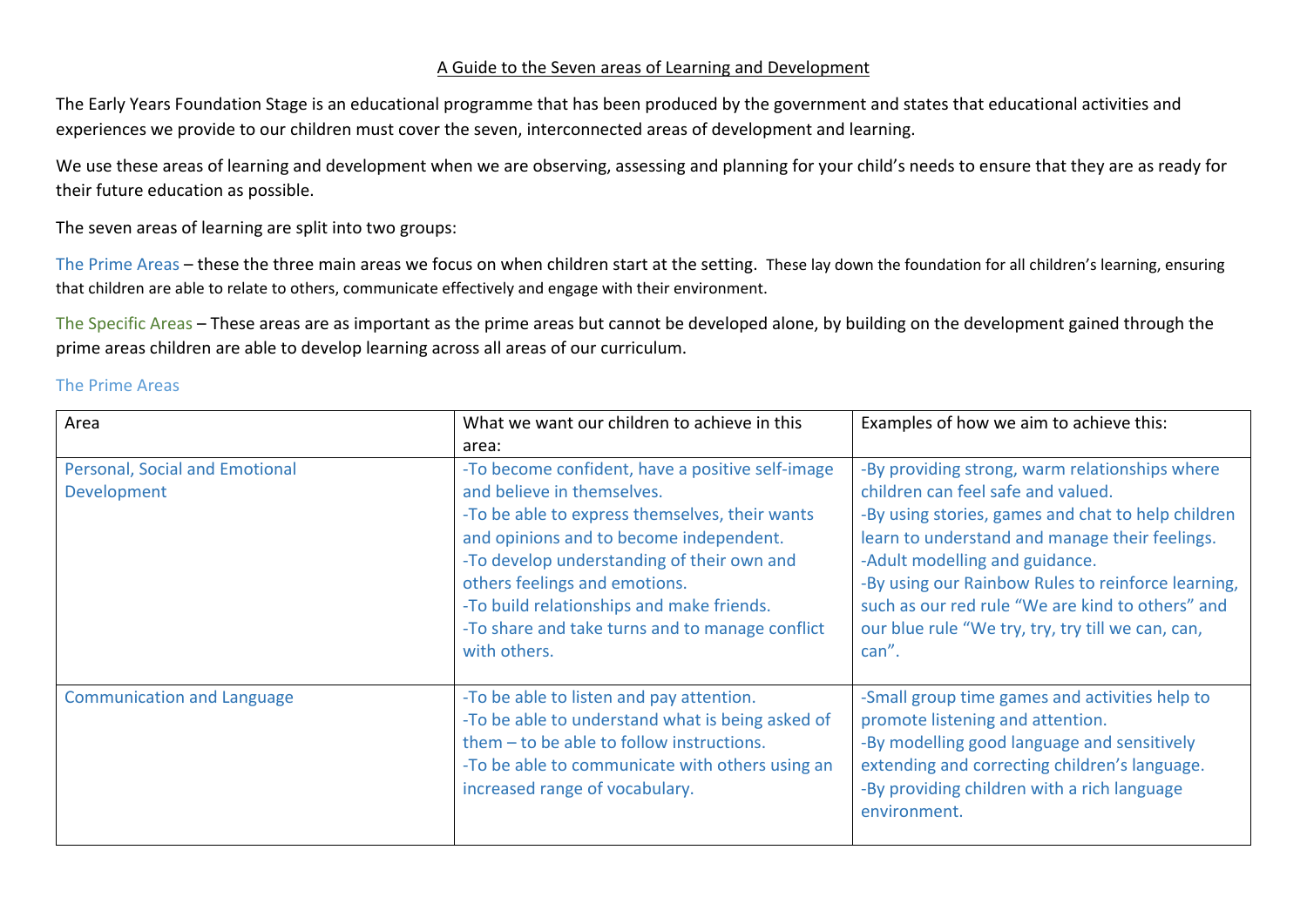# A Guide to the Seven areas of Learning and Development

The Early Years Foundation Stage is an educational programme that has been produced by the government and states that educational activities and experiences we provide to our children must cover the seven, interconnected areas of development and learning.

We use these areas of learning and development when we are observing, assessing and planning for your child's needs to ensure that they are as ready for their future education as possible.

The seven areas of learning are split into two groups:

The Prime Areas – these the three main areas we focus on when children start at the setting. These lay down the foundation for all children's learning, ensuring that children are able to relate to others, communicate effectively and engage with their environment.

The Specific Areas – These areas are as important as the prime areas but cannot be developed alone, by building on the development gained through the prime areas children are able to develop learning across all areas of our curriculum.

## The Prime Areas

| Area | What we want our children to achieve in this area: | Examples of how we aim to achieve this: |
|---|---|---|
| Personal, Social and Emotional Development | -To become confident, have a positive self-image and believe in themselves.<br>-To be able to express themselves, their wants and opinions and to become independent.<br>-To develop understanding of their own and others feelings and emotions.<br>-To build relationships and make friends.<br>-To share and take turns and to manage conflict with others. | -By providing strong, warm relationships where children can feel safe and valued.<br>-By using stories, games and chat to help children learn to understand and manage their feelings.<br>-Adult modelling and guidance.<br>-By using our Rainbow Rules to reinforce learning, such as our red rule "We are kind to others" and our blue rule "We try, try, try till we can, can, can". |
| Communication and Language | -To be able to listen and pay attention.<br>-To be able to understand what is being asked of them – to be able to follow instructions.<br>-To be able to communicate with others using an increased range of vocabulary. | -Small group time games and activities help to promote listening and attention.<br>-By modelling good language and sensitively extending and correcting children's language.<br>-By providing children with a rich language environment. |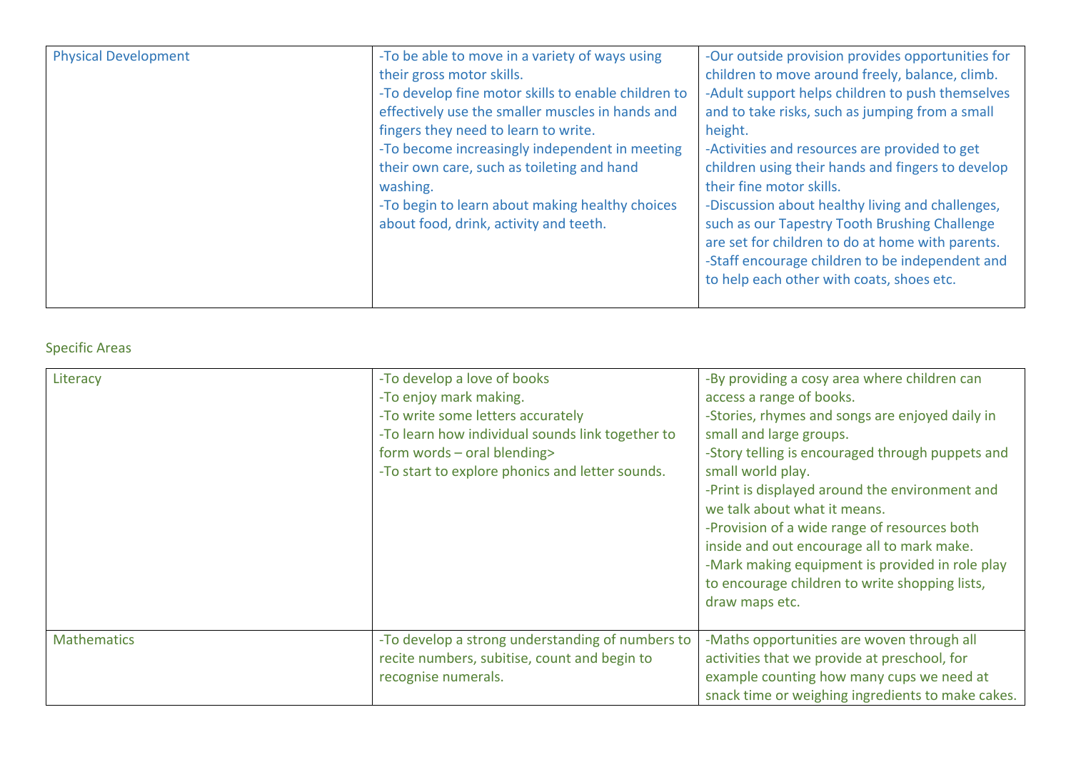| Physical Development | -To be able to move in a variety of ways using their gross motor skills.<br>-To develop fine motor skills to enable children to effectively use the smaller muscles in hands and fingers they need to learn to write.<br>-To become increasingly independent in meeting their own care, such as toileting and hand washing.<br>-To begin to learn about making healthy choices about food, drink, activity and teeth. | -Our outside provision provides opportunities for children to move around freely, balance, climb.<br>-Adult support helps children to push themselves and to take risks, such as jumping from a small height.<br>-Activities and resources are provided to get children using their hands and fingers to develop their fine motor skills.<br>-Discussion about healthy living and challenges, such as our Tapestry Tooth Brushing Challenge are set for children to do at home with parents.<br>-Staff encourage children to be independent and to help each other with coats, shoes etc. |
|---|---|---|

Specific Areas

| Literacy | -To develop a love of books<br>-To enjoy mark making.<br>-To write some letters accurately<br>-To learn how individual sounds link together to form words – oral blending><br>-To start to explore phonics and letter sounds. | -By providing a cosy area where children can access a range of books.<br>-Stories, rhymes and songs are enjoyed daily in small and large groups.<br>-Story telling is encouraged through puppets and small world play.<br>-Print is displayed around the environment and we talk about what it means.<br>-Provision of a wide range of resources both inside and out encourage all to mark make.<br>-Mark making equipment is provided in role play to encourage children to write shopping lists, draw maps etc. |
|---|---|---|
| Mathematics | -To develop a strong understanding of numbers to recite numbers, subitise, count and begin to recognise numerals. | -Maths opportunities are woven through all activities that we provide at preschool, for example counting how many cups we need at snack time or weighing ingredients to make cakes. |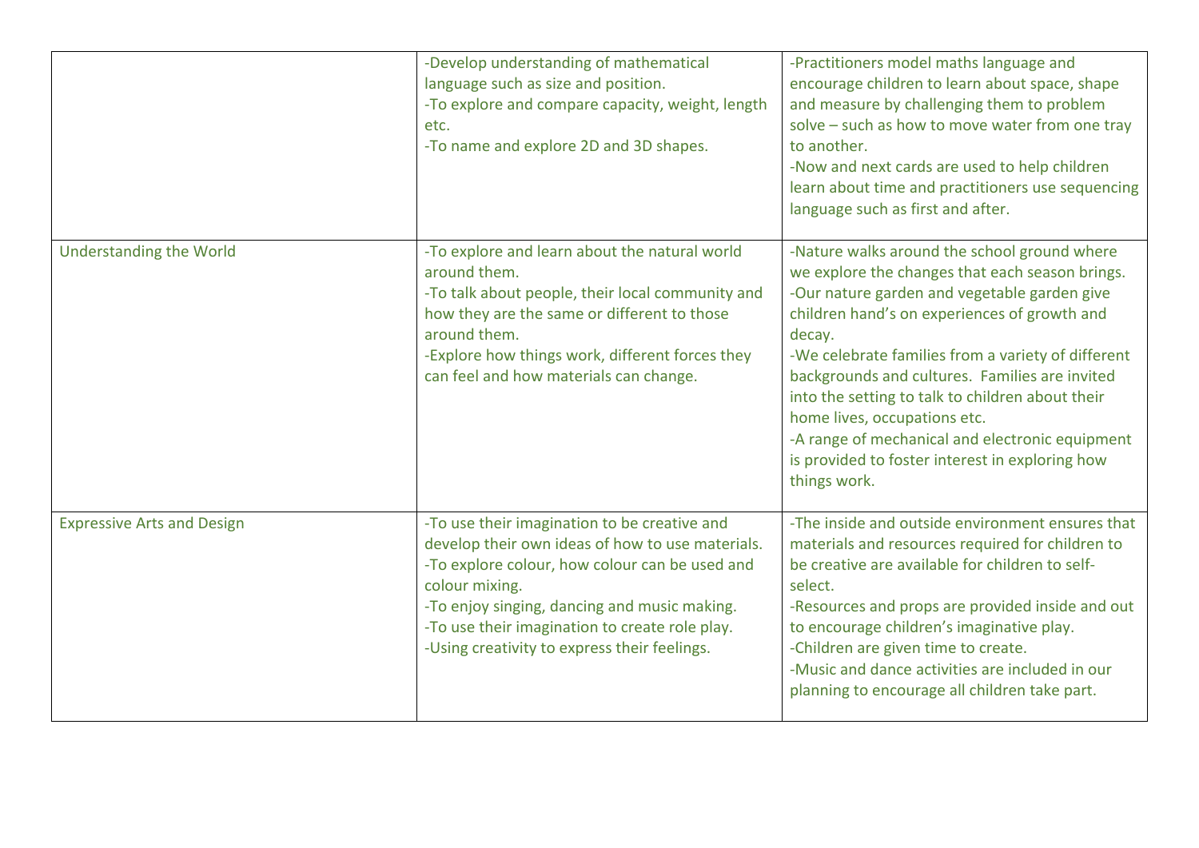| | | |
|---|---|---|
| | -Develop understanding of mathematical language such as size and position.<br>-To explore and compare capacity, weight, length etc.<br>-To name and explore 2D and 3D shapes. | -Practitioners model maths language and encourage children to learn about space, shape and measure by challenging them to problem solve – such as how to move water from one tray to another.<br>-Now and next cards are used to help children learn about time and practitioners use sequencing language such as first and after. |
| Understanding the World | -To explore and learn about the natural world around them.<br>-To talk about people, their local community and how they are the same or different to those around them.<br>-Explore how things work, different forces they can feel and how materials can change. | -Nature walks around the school ground where we explore the changes that each season brings.<br>-Our nature garden and vegetable garden give children hand's on experiences of growth and decay.<br>-We celebrate families from a variety of different backgrounds and cultures. Families are invited into the setting to talk to children about their home lives, occupations etc.<br>-A range of mechanical and electronic equipment is provided to foster interest in exploring how things work. |
| Expressive Arts and Design | -To use their imagination to be creative and develop their own ideas of how to use materials.<br>-To explore colour, how colour can be used and colour mixing.<br>-To enjoy singing, dancing and music making.<br>-To use their imagination to create role play.<br>-Using creativity to express their feelings. | -The inside and outside environment ensures that materials and resources required for children to be creative are available for children to self-select.<br>-Resources and props are provided inside and out to encourage children's imaginative play.<br>-Children are given time to create.<br>-Music and dance activities are included in our planning to encourage all children take part. |